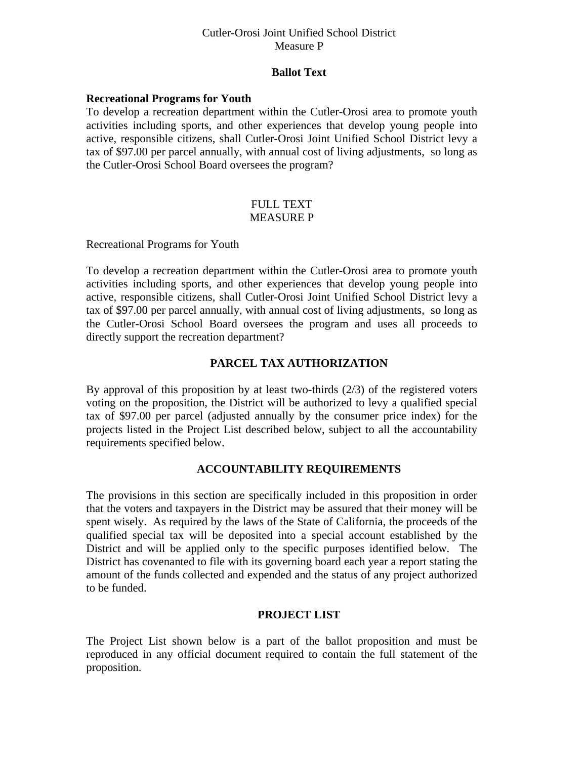Cutler-Orosi Joint Unified School District
Measure P

**Ballot Text**

**Recreational Programs for Youth**
To develop a recreation department within the Cutler-Orosi area to promote youth activities including sports, and other experiences that develop young people into active, responsible citizens, shall Cutler-Orosi Joint Unified School District levy a tax of $97.00 per parcel annually, with annual cost of living adjustments, so long as the Cutler-Orosi School Board oversees the program?

FULL TEXT
MEASURE P

Recreational Programs for Youth

To develop a recreation department within the Cutler-Orosi area to promote youth activities including sports, and other experiences that develop young people into active, responsible citizens, shall Cutler-Orosi Joint Unified School District levy a tax of $97.00 per parcel annually, with annual cost of living adjustments, so long as the Cutler-Orosi School Board oversees the program and uses all proceeds to directly support the recreation department?

## PARCEL TAX AUTHORIZATION

By approval of this proposition by at least two-thirds (2/3) of the registered voters voting on the proposition, the District will be authorized to levy a qualified special tax of $97.00 per parcel (adjusted annually by the consumer price index) for the projects listed in the Project List described below, subject to all the accountability requirements specified below.

## ACCOUNTABILITY REQUIREMENTS

The provisions in this section are specifically included in this proposition in order that the voters and taxpayers in the District may be assured that their money will be spent wisely. As required by the laws of the State of California, the proceeds of the qualified special tax will be deposited into a special account established by the District and will be applied only to the specific purposes identified below. The District has covenanted to file with its governing board each year a report stating the amount of the funds collected and expended and the status of any project authorized to be funded.

## PROJECT LIST

The Project List shown below is a part of the ballot proposition and must be reproduced in any official document required to contain the full statement of the proposition.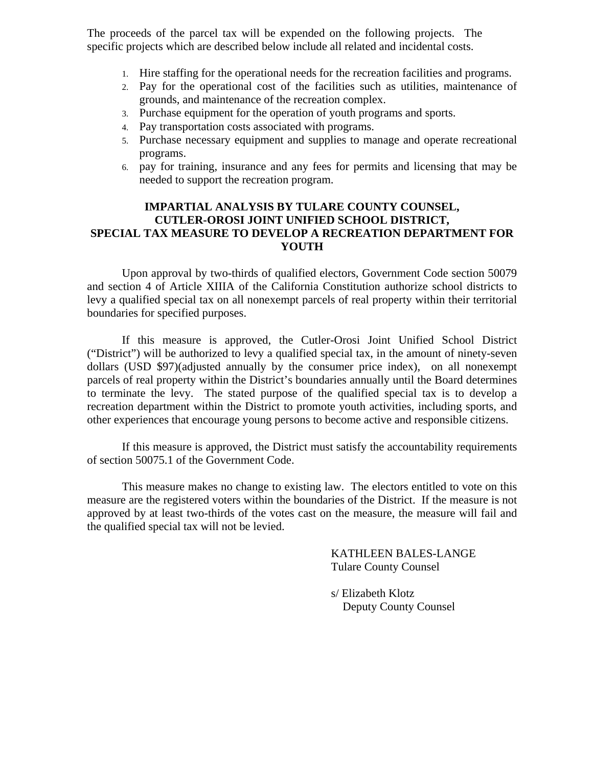The proceeds of the parcel tax will be expended on the following projects. The specific projects which are described below include all related and incidental costs.

1. Hire staffing for the operational needs for the recreation facilities and programs.
2. Pay for the operational cost of the facilities such as utilities, maintenance of grounds, and maintenance of the recreation complex.
3. Purchase equipment for the operation of youth programs and sports.
4. Pay transportation costs associated with programs.
5. Purchase necessary equipment and supplies to manage and operate recreational programs.
6. pay for training, insurance and any fees for permits and licensing that may be needed to support the recreation program.

## IMPARTIAL ANALYSIS BY TULARE COUNTY COUNSEL, CUTLER-OROSI JOINT UNIFIED SCHOOL DISTRICT, SPECIAL TAX MEASURE TO DEVELOP A RECREATION DEPARTMENT FOR YOUTH

Upon approval by two-thirds of qualified electors, Government Code section 50079 and section 4 of Article XIIIA of the California Constitution authorize school districts to levy a qualified special tax on all nonexempt parcels of real property within their territorial boundaries for specified purposes.

If this measure is approved, the Cutler-Orosi Joint Unified School District ("District") will be authorized to levy a qualified special tax, in the amount of ninety-seven dollars (USD $97)(adjusted annually by the consumer price index), on all nonexempt parcels of real property within the District's boundaries annually until the Board determines to terminate the levy. The stated purpose of the qualified special tax is to develop a recreation department within the District to promote youth activities, including sports, and other experiences that encourage young persons to become active and responsible citizens.

If this measure is approved, the District must satisfy the accountability requirements of section 50075.1 of the Government Code.

This measure makes no change to existing law. The electors entitled to vote on this measure are the registered voters within the boundaries of the District. If the measure is not approved by at least two-thirds of the votes cast on the measure, the measure will fail and the qualified special tax will not be levied.

KATHLEEN BALES-LANGE
Tulare County Counsel

s/ Elizabeth Klotz
Deputy County Counsel